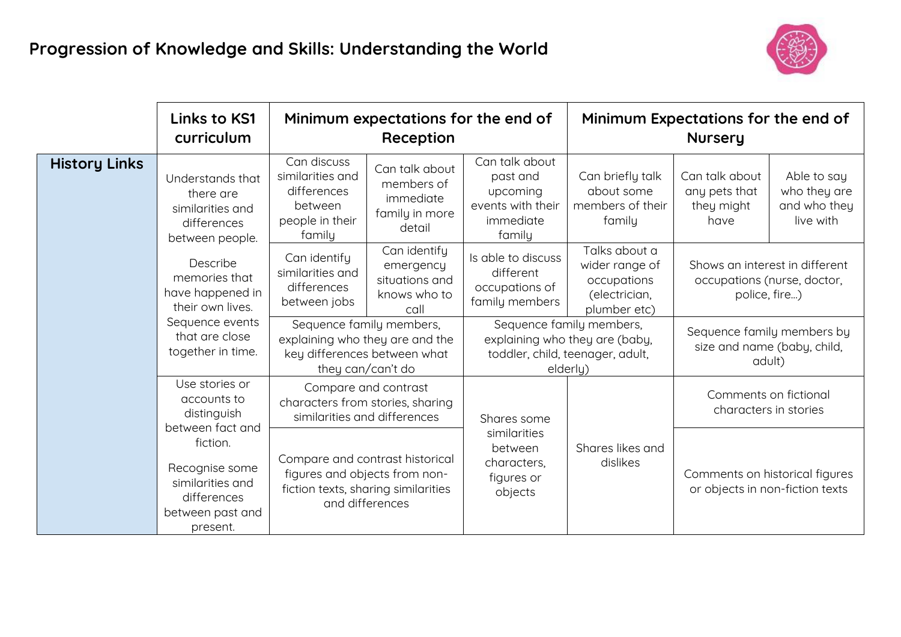# Progression of Knowledge and Skills: Understanding the World

| | Links to KS1 curriculum | Minimum expectations for the end of Reception | | | Minimum Expectations for the end of Nursery | | |
|---|---|---|---|---|---|---|---|
| **History Links** | Understands that there are similarities and differences between people. | Can discuss similarities and differences between people in their family | Can talk about members of immediate family in more detail | Can talk about past and upcoming events with their immediate family | Can briefly talk about some members of their family | Can talk about any pets that they might have | Able to say who they are and who they live with |
| | Describe memories that have happened in their own lives. | Can identify similarities and differences between jobs | Can identify emergency situations and knows who to call | Is able to discuss different occupations of family members | Talks about a wider range of occupations (electrician, plumber etc) | Shows an interest in different occupations (nurse, doctor, police, fire…) | |
| | Sequence events that are close together in time. | Sequence family members, explaining who they are and the key differences between what they can/can't do | | Sequence family members, explaining who they are (baby, toddler, child, teenager, adult, elderly) | | Sequence family members by size and name (baby, child, adult) | |
| | Use stories or accounts to distinguish between fact and fiction. | Compare and contrast characters from stories, sharing similarities and differences | | Shares some similarities between characters, figures or objects | Shares likes and dislikes | Comments on fictional characters in stories | |
| | Recognise some similarities and differences between past and present. | Compare and contrast historical figures and objects from non-fiction texts, sharing similarities and differences | | | | Comments on historical figures or objects in non-fiction texts | |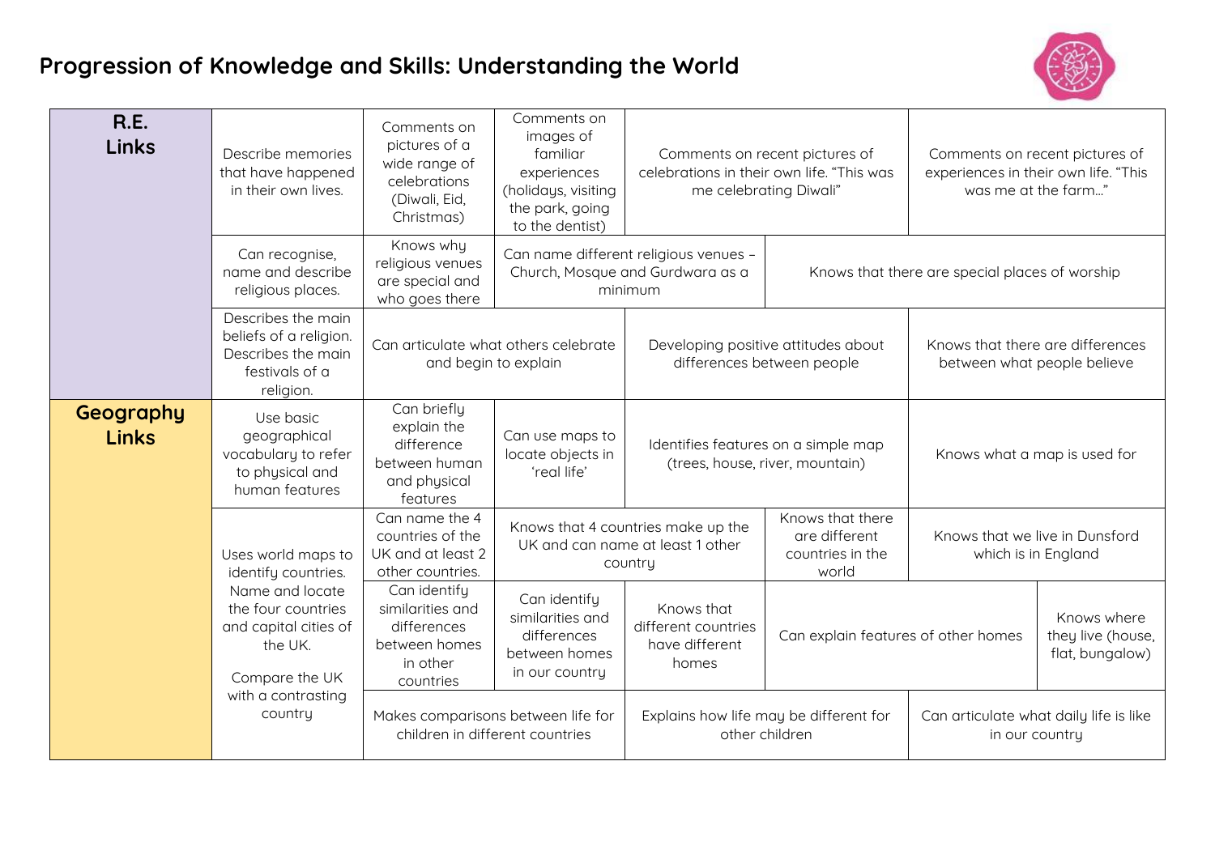# Progression of Knowledge and Skills: Understanding the World

| | | | | | | | |
|---|---|---|---|---|---|---|---|
| **R.E. Links** | Describe memories that have happened in their own lives. | Comments on pictures of a wide range of celebrations (Diwali, Eid, Christmas) | Comments on images of familiar experiences (holidays, visiting the park, going to the dentist) | Comments on recent pictures of celebrations in their own life. "This was me celebrating Diwali" | | Comments on recent pictures of experiences in their own life. "This was me at the farm…" | |
| | Can recognise, name and describe religious places. | Knows why religious venues are special and who goes there | Can name different religious venues – Church, Mosque and Gurdwara as a minimum | | Knows that there are special places of worship | | |
| | Describes the main beliefs of a religion. Describes the main festivals of a religion. | Can articulate what others celebrate and begin to explain | | Developing positive attitudes about differences between people | | Knows that there are differences between what people believe | |
| **Geography Links** | Use basic geographical vocabulary to refer to physical and human features | Can briefly explain the difference between human and physical features | Can use maps to locate objects in 'real life' | Identifies features on a simple map (trees, house, river, mountain) | | Knows what a map is used for | |
| | Uses world maps to identify countries. Name and locate the four countries and capital cities of the UK. Compare the UK with a contrasting country | Can name the 4 countries of the UK and at least 2 other countries. | Knows that 4 countries make up the UK and can name at least 1 other country | | Knows that there are different countries in the world | Knows that we live in Dunsford which is in England | |
| | | Can identify similarities and differences between homes in other countries | Can identify similarities and differences between homes in our country | Knows that different countries have different homes | Can explain features of other homes | | Knows where they live (house, flat, bungalow) |
| | | Makes comparisons between life for children in different countries | | Explains how life may be different for other children | | Can articulate what daily life is like in our country | |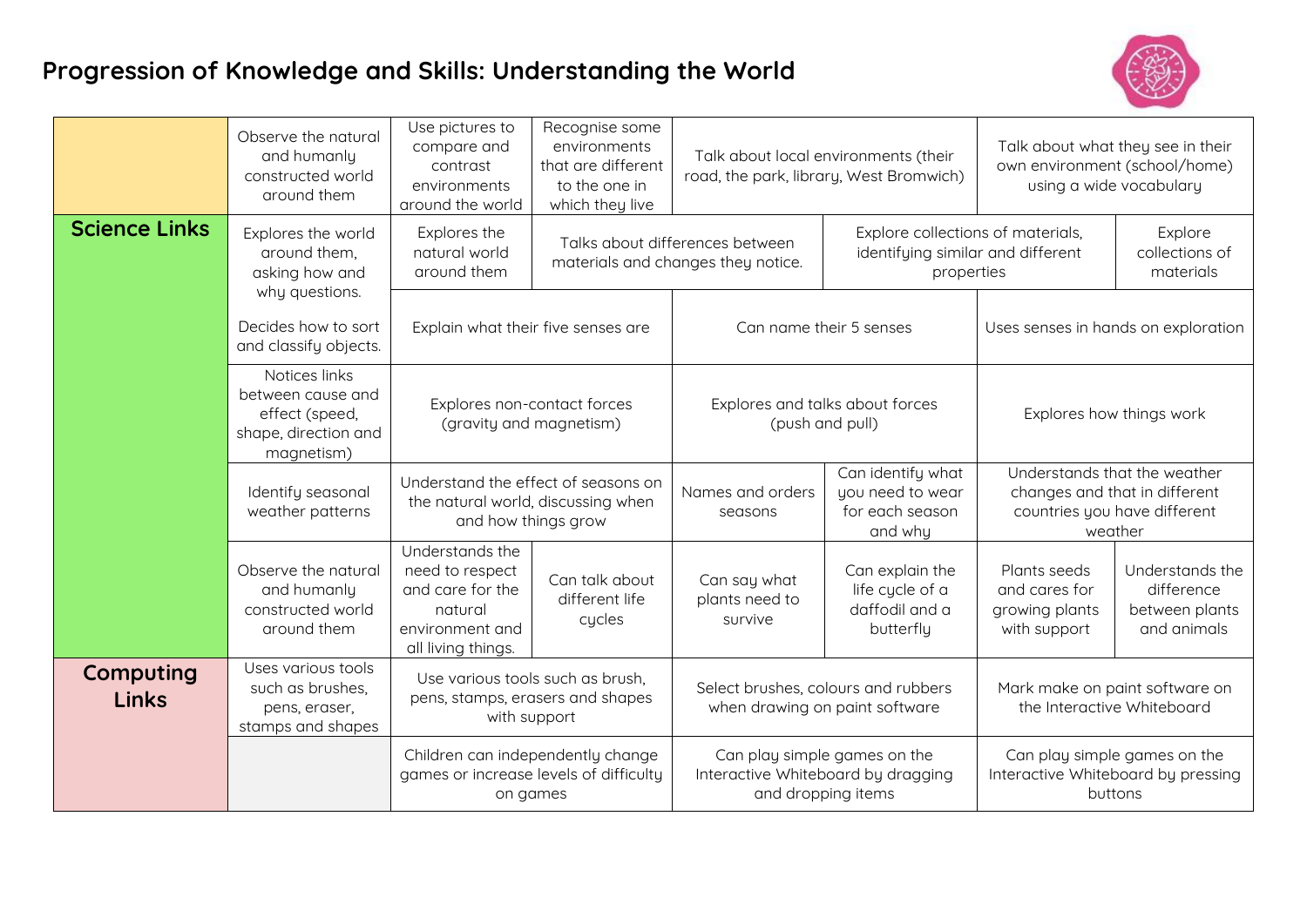# Progression of Knowledge and Skills: Understanding the World

| | | | | | | | |
|---|---|---|---|---|---|---|---|
| | Observe the natural and humanly constructed world around them | Use pictures to compare and contrast environments around the world | Recognise some environments that are different to the one in which they live | Talk about local environments (their road, the park, library, West Bromwich) | | Talk about what they see in their own environment (school/home) using a wide vocabulary | |
| **Science Links** | Explores the world around them, asking how and why questions. | Explores the natural world around them | Talks about differences between materials and changes they notice. | | Explore collections of materials, identifying similar and different properties | | Explore collections of materials |
| | Decides how to sort and classify objects. | Explain what their five senses are | | Can name their 5 senses | | Uses senses in hands on exploration | |
| | Notices links between cause and effect (speed, shape, direction and magnetism) | Explores non-contact forces (gravity and magnetism) | | Explores and talks about forces (push and pull) | | Explores how things work | |
| | Identify seasonal weather patterns | Understand the effect of seasons on the natural world, discussing when and how things grow | | Names and orders seasons | Can identify what you need to wear for each season and why | Understands that the weather changes and that in different countries you have different weather | |
| | Observe the natural and humanly constructed world around them | Understands the need to respect and care for the natural environment and all living things. | Can talk about different life cycles | Can say what plants need to survive | Can explain the life cycle of a daffodil and a butterfly | Plants seeds and cares for growing plants with support | Understands the difference between plants and animals |
| **Computing Links** | Uses various tools such as brushes, pens, eraser, stamps and shapes | Use various tools such as brush, pens, stamps, erasers and shapes with support | | Select brushes, colours and rubbers when drawing on paint software | | Mark make on paint software on the Interactive Whiteboard | |
| | | Children can independently change games or increase levels of difficulty on games | | Can play simple games on the Interactive Whiteboard by dragging and dropping items | | Can play simple games on the Interactive Whiteboard by pressing buttons | |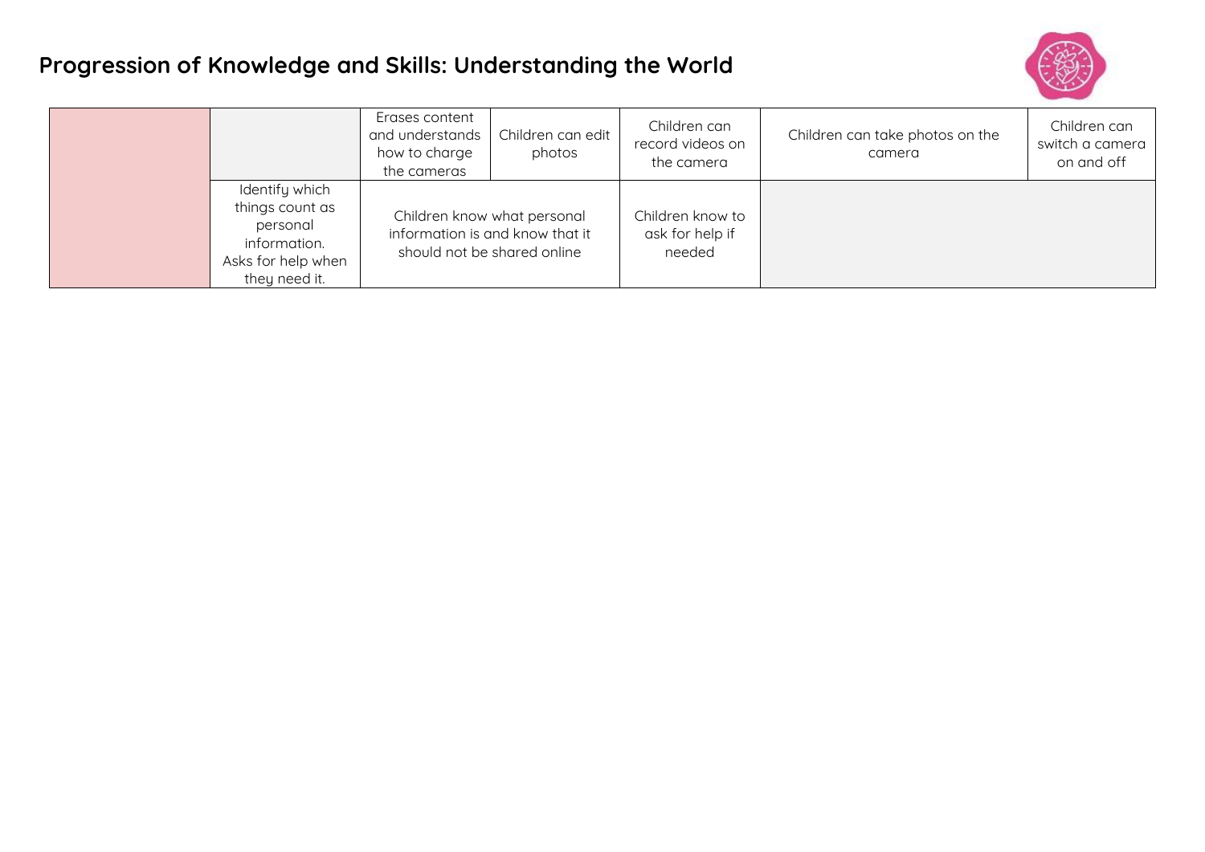# Progression of Knowledge and Skills: Understanding the World

| | | | | | | |
|---|---|---|---|---|---|---|
| | | Erases content and understands how to charge the cameras | Children can edit photos | Children can record videos on the camera | Children can take photos on the camera | Children can switch a camera on and off |
| | Identify which things count as personal information. Asks for help when they need it. | Children know what personal information is and know that it should not be shared online | | Children know to ask for help if needed | | |